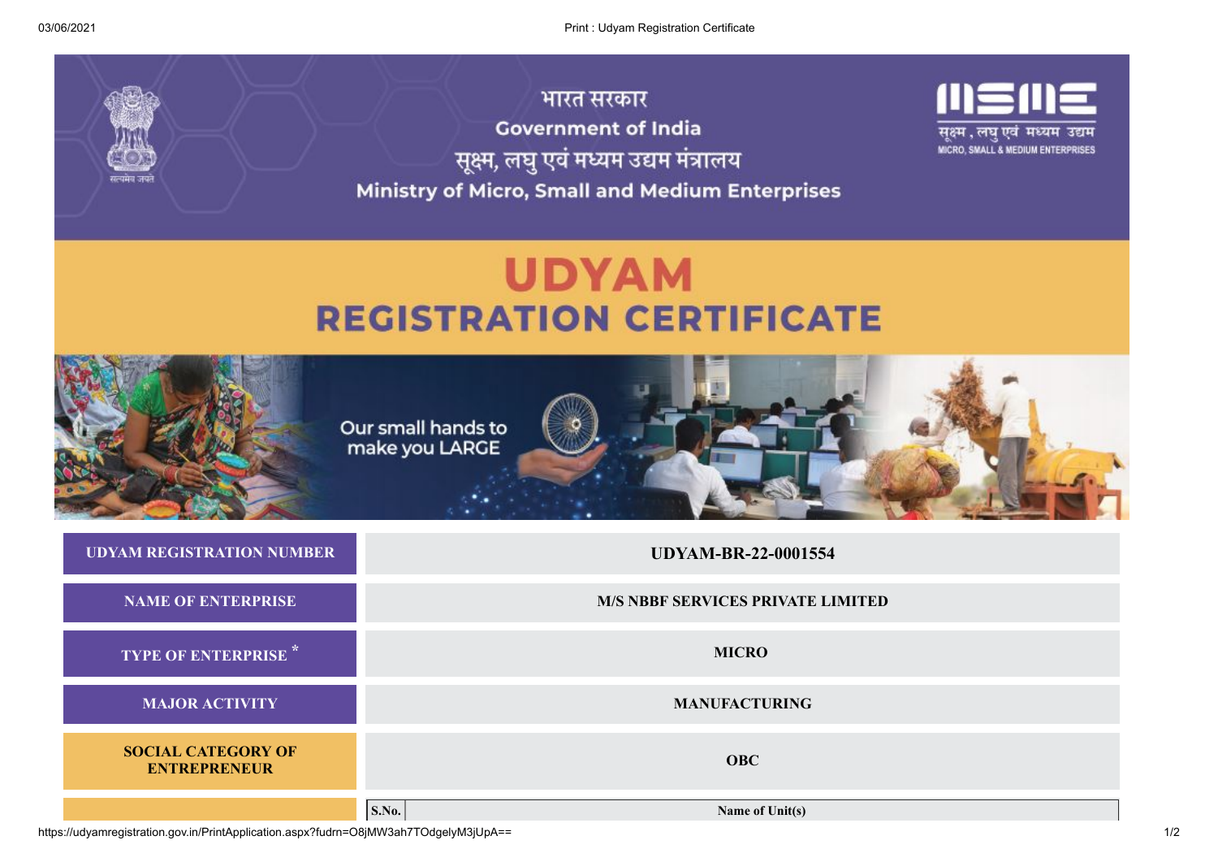भारत सरकार

Government of India

सूक्ष्म, लघु एवं मध्यम उद्यम मंत्रालय

Ministry of Micro, Small and Medium Enterprises

सूक्ष्म, लघु एवं मध्यम उद्यम

MICRO, SMALL & MEDIUM ENTERPRISES

# UDYAM
# REGISTRATION CERTIFICATE

Our small hands to make you LARGE

| | |
|---|---|
| **UDYAM REGISTRATION NUMBER** | **UDYAM-BR-22-0001554** |
| **NAME OF ENTERPRISE** | **M/S NBBF SERVICES PRIVATE LIMITED** |
| **TYPE OF ENTERPRISE** * | **MICRO** |
| **MAJOR ACTIVITY** | **MANUFACTURING** |
| **SOCIAL CATEGORY OF ENTREPRENEUR** | **OBC** |

| S.No. | Name of Unit(s) |
|---|---|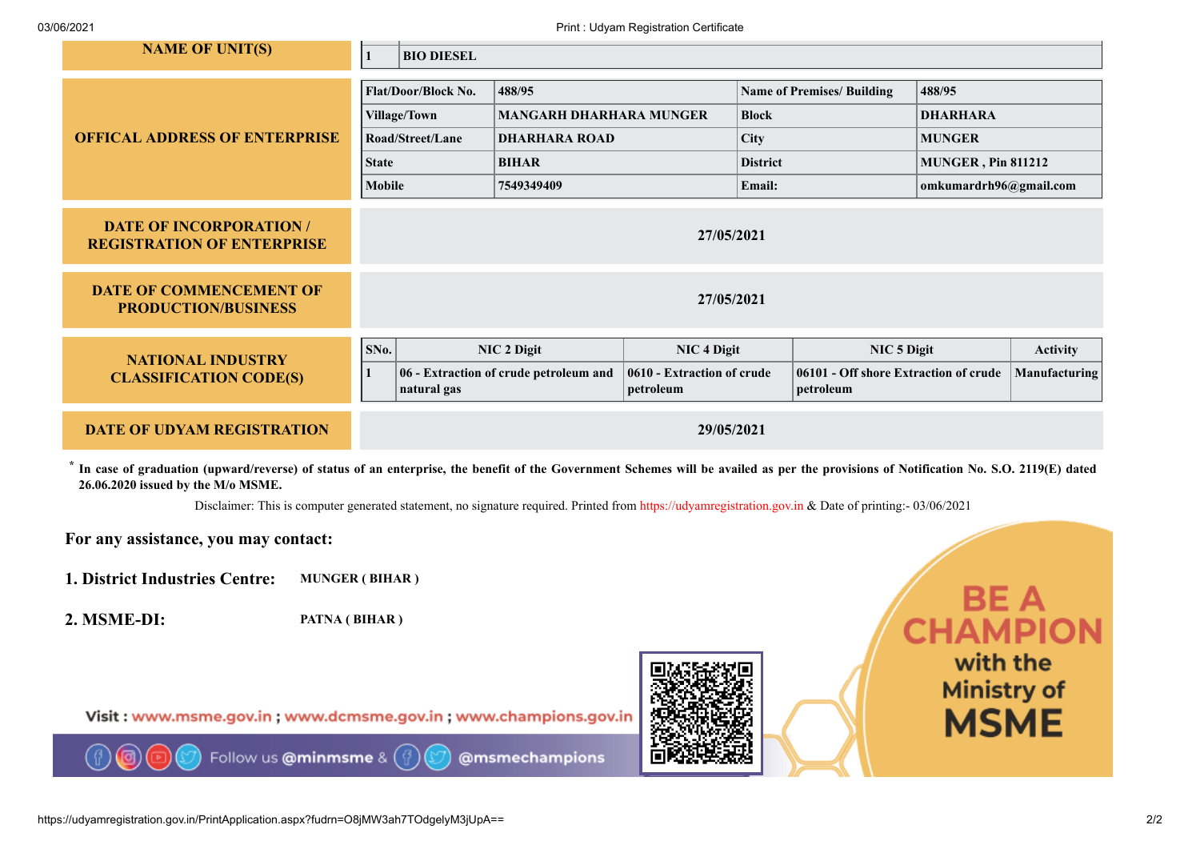| | | |
|---|---|---|
| **NAME OF UNIT(S)** | 1 | **BIO DIESEL** |

| **OFFICAL ADDRESS OF ENTERPRISE** | | | | |
|---|---|---|---|---|
| | **Flat/Door/Block No.** | **488/95** | **Name of Premises/ Building** | **488/95** |
| | **Village/Town** | **MANGARH DHARHARA MUNGER** | **Block** | **DHARHARA** |
| | **Road/Street/Lane** | **DHARHARA ROAD** | **City** | **MUNGER** |
| | **State** | **BIHAR** | **District** | **MUNGER , Pin 811212** |
| | **Mobile** | **7549349409** | **Email:** | **omkumardrh96@gmail.com** |

| | |
|---|---|
| **DATE OF INCORPORATION / REGISTRATION OF ENTERPRISE** | **27/05/2021** |
| **DATE OF COMMENCEMENT OF PRODUCTION/BUSINESS** | **27/05/2021** |

| **NATIONAL INDUSTRY CLASSIFICATION CODE(S)** | **SNo.** | **NIC 2 Digit** | **NIC 4 Digit** | **NIC 5 Digit** | **Activity** |
|---|---|---|---|---|---|
| | 1 | **06 - Extraction of crude petroleum and natural gas** | **0610 - Extraction of crude petroleum** | **06101 - Off shore Extraction of crude petroleum** | **Manufacturing** |

| | |
|---|---|
| **DATE OF UDYAM REGISTRATION** | **29/05/2021** |

* **In case of graduation (upward/reverse) of status of an enterprise, the benefit of the Government Schemes will be availed as per the provisions of Notification No. S.O. 2119(E) dated 26.06.2020 issued by the M/o MSME.**

Disclaimer: This is computer generated statement, no signature required. Printed from https://udyamregistration.gov.in & Date of printing:- 03/06/2021

**For any assistance, you may contact:**

**1. District Industries Centre:** **MUNGER ( BIHAR )**

**2. MSME-DI:** **PATNA ( BIHAR )**

Visit : www.msme.gov.in ; www.dcmsme.gov.in ; www.champions.gov.in

Follow us @minmsme & @msmechampions

BE A CHAMPION with the Ministry of MSME